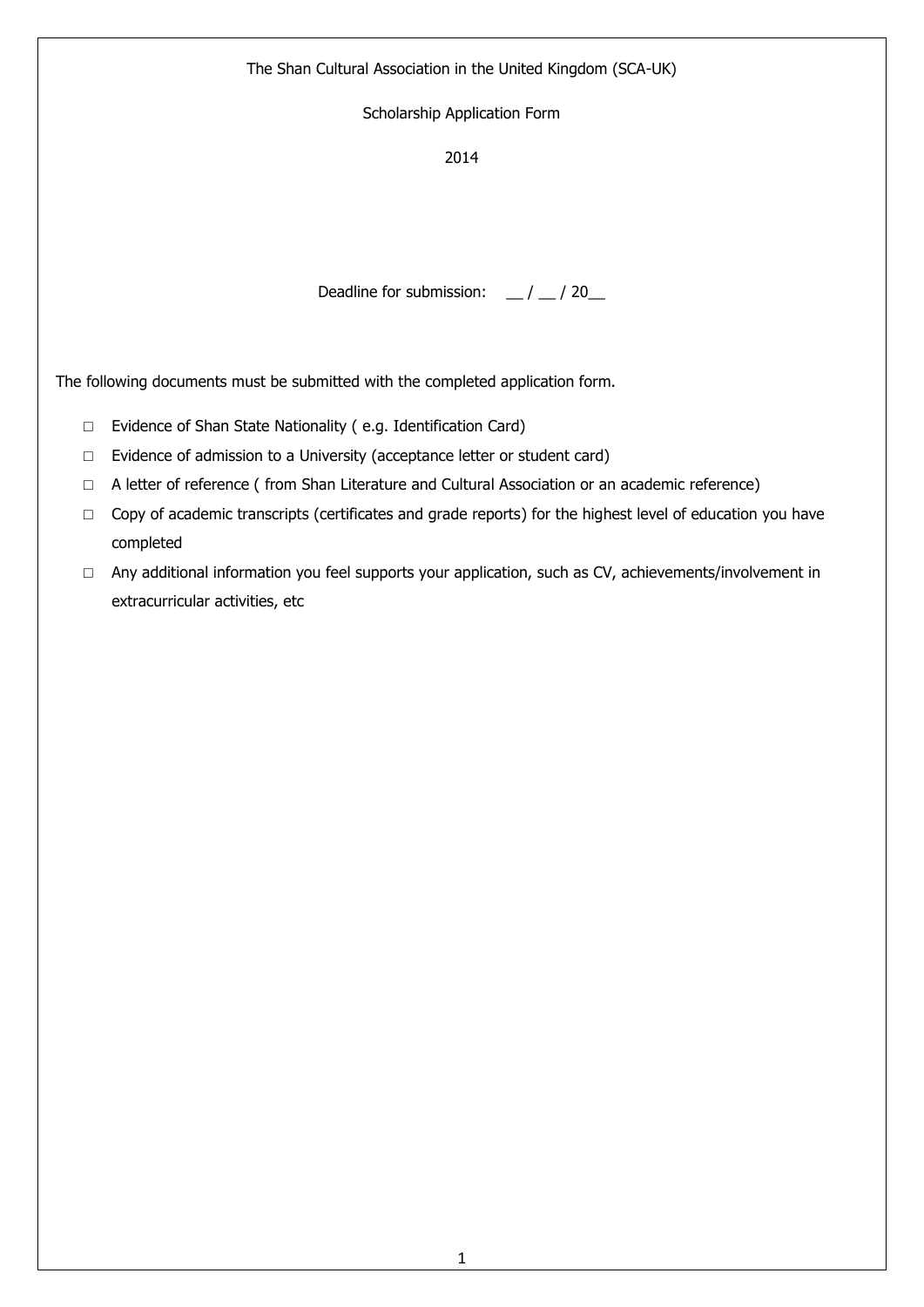The Shan Cultural Association in the United Kingdom (SCA-UK)

Scholarship Application Form

2014

Deadline for submission: __ / __ / 20__

The following documents must be submitted with the completed application form.

- □ Evidence of Shan State Nationality ( e.g. Identification Card)
- □ Evidence of admission to a University (acceptance letter or student card)
- □ A letter of reference ( from Shan Literature and Cultural Association or an academic reference)
- □ Copy of academic transcripts (certificates and grade reports) for the highest level of education you have completed
- □ Any additional information you feel supports your application, such as CV, achievements/involvement in extracurricular activities, etc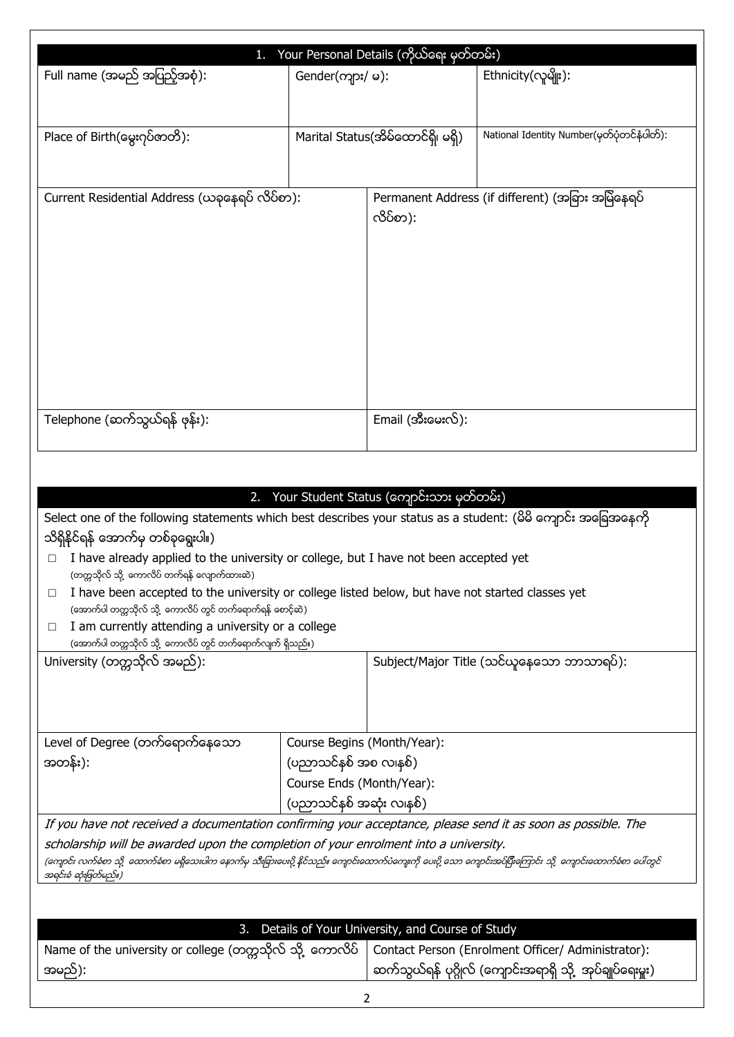## 1. Your Personal Details (ကိုယ်ရေး မှတ်တမ်း)

| | | |
|---|---|---|
| Full name (အမည် အပြည့်အစုံ): | Gender(ကျား/ မ): | Ethnicity(လူမျိုး): |
| Place of Birth(မွေးဖွားရာဇာတိ): | Marital Status(အိမ်ထောင်ရှိ၊ မရှိ) | National Identity Number(မှတ်ပုံတင်နံပါတ်): |

| | |
|---|---|
| Current Residential Address (ယခုနေရပ် လိပ်စာ): | Permanent Address (if different) (အခြား အမြဲနေရပ် လိပ်စာ): |
| Telephone (ဆက်သွယ်ရန် ဖုန်း): | Email (အီးမေးလ်): |

## 2. Your Student Status (ကျောင်းသား မှတ်တမ်း)

Select one of the following statements which best describes your status as a student: (မိမိ ကျောင်း အခြေအနေကို သိရှိနိုင်ရန် အောက်မှ တစ်ခုရွေးပါ။)

- ☐ I have already applied to the university or college, but I have not been accepted yet
  (တက္ကသိုလ် သို့ ကောလိပ် တက်ရန် လျှောက်ထားဆဲ)
- ☐ I have been accepted to the university or college listed below, but have not started classes yet
  (အောက်ပါ တက္ကသိုလ် သို့ ကောလိပ် တွင် တက်ရောက်ရန် စောင့်ဆဲ)
- ☐ I am currently attending a university or a college
  (အောက်ပါ တက္ကသိုလ် သို့ ကောလိပ် တွင် တက်ရောက်လျက် ရှိသည်။)

| | |
|---|---|
| University (တက္ကသိုလ် အမည်): | Subject/Major Title (သင်ယူနေသော ဘာသာရပ်): |
| Level of Degree (တက်ရောက်နေသော အတန်း): | Course Begins (Month/Year): (ပညာသင်နှစ် အစ လ၊နှစ်) Course Ends (Month/Year): (ပညာသင်နှစ် အဆုံး လ၊နှစ်) |

*If you have not received a documentation confirming your acceptance, please send it as soon as possible. The scholarship will be awarded upon the completion of your enrolment into a university.*

*(ကျောင်း လက်ခံစာ သို့ ထောက်ခံစာ မရှိသေးပါက နောက်မှ သီးခြားပေးပို့ နိုင်သည်။ ကျောင်းထောက်ပံ့ကြေးကို ပေးပို့ သော ကျောင်းအပ်ပြီးကြောင်း သို့ ကျောင်းထောက်ခံစာ ပေါ်တွင် အရင်းခံ ဆုံးဖြတ်မည်။)*

## 3. Details of Your University, and Course of Study

| | |
|---|---|
| Name of the university or college (တက္ကသိုလ် သို့ ကောလိပ် အမည်): | Contact Person (Enrolment Officer/ Administrator): ဆက်သွယ်ရန် ပုဂ္ဂိုလ် (ကျောင်းအရာရှိ သို့ အုပ်ချုပ်ရေးမှူး) |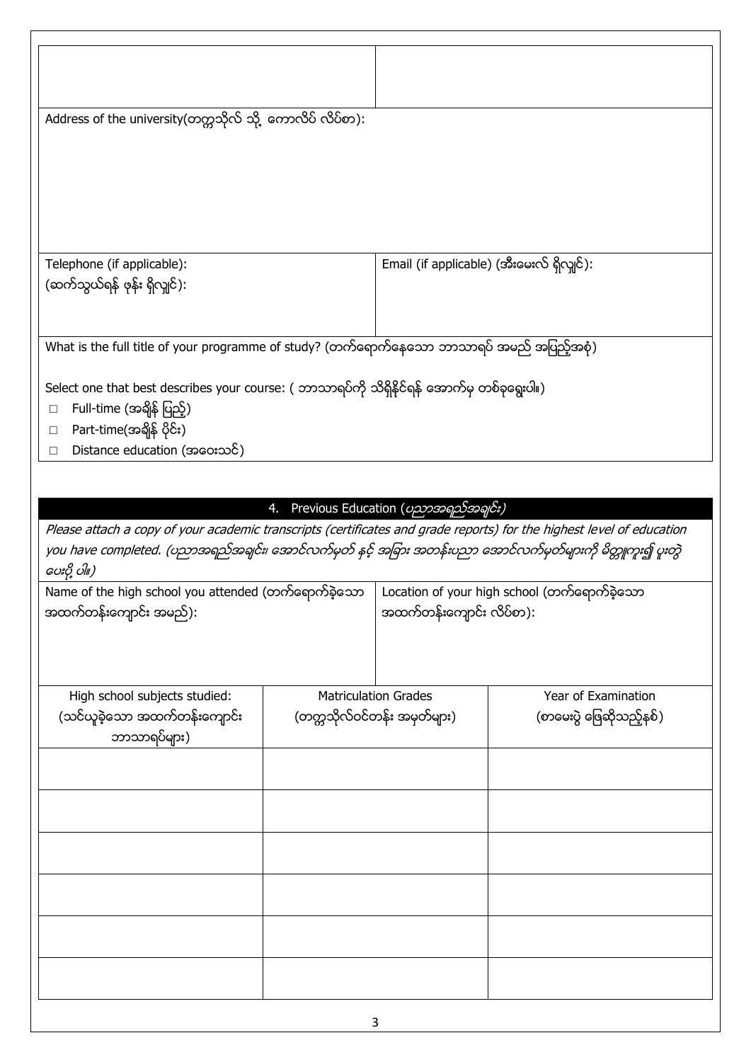| | |
|---|---|
| | |

Address of the university(တက္ကသိုလ် သို့ ကောလိပ် လိပ်စာ):

| | |
|---|---|
| Telephone (if applicable):<br>(ဆက်သွယ်ရန် ဖုန်း ရှိလျှင်): | Email (if applicable) (အီးမေးလ် ရှိလျှင်): |

What is the full title of your programme of study? (တက်ရောက်နေသော ဘာသာရပ် အမည် အပြည့်အစုံ)

Select one that best describes your course: ( ဘာသာရပ်ကို သိရှိနိုင်ရန် အောက်မှ တစ်ခုရွေးပါ။)

- □ Full-time (အချိန် ပြည့်)
- □ Part-time(အချိန် ပိုင်း)
- □ Distance education (အဝေးသင်)

## 4. Previous Education (*ပညာအရည်အချင်း)*

*Please attach a copy of your academic transcripts (certificates and grade reports) for the highest level of education you have completed. (ပညာအရည်အချင်း၊ အောင်လက်မှတ် နှင့် အခြား အတန်းပညာ အောင်လက်မှတ်များကို မိတ္တူကူး၍ ပူးတွဲပေးပို့ ပါ။)*

| Name of the high school you attended (တက်ရောက်ခဲ့သော အထက်တန်းကျောင်း အမည်): | Location of your high school (တက်ရောက်ခဲ့သော အထက်တန်းကျောင်း လိပ်စာ): |
|---|---|
| | |

| High school subjects studied: (သင်ယူခဲ့သော အထက်တန်းကျောင်း ဘာသာရပ်များ) | Matriculation Grades (တက္ကသိုလ်ဝင်တန်း အမှတ်များ) | Year of Examination (စာမေးပွဲ ဖြေဆိုသည့်နှစ်) |
|---|---|---|
| | | |
| | | |
| | | |
| | | |
| | | |
| | | |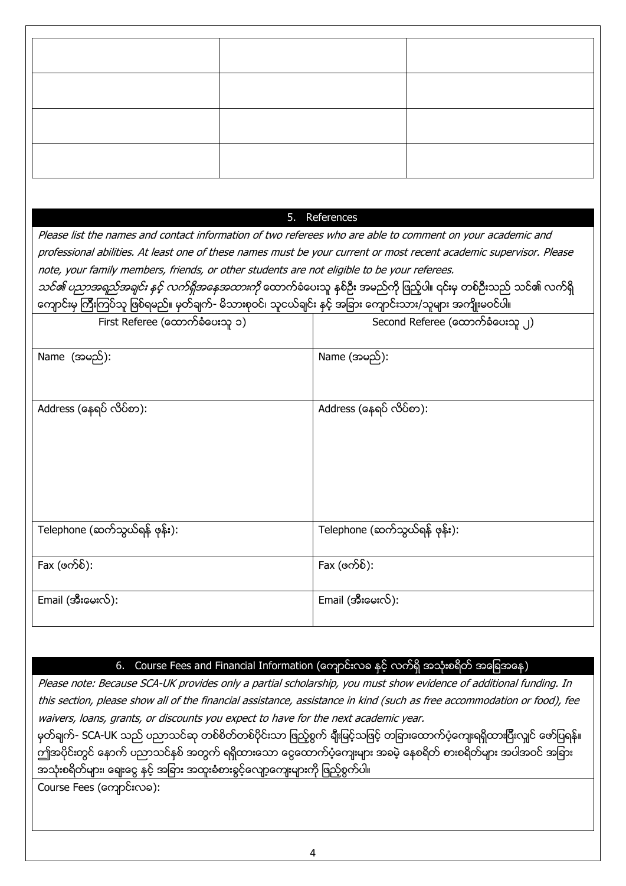| | | |
|---|---|---|
| | | |
| | | |
| | | |
| | | |

## 5. References

*Please list the names and contact information of two referees who are able to comment on your academic and professional abilities. At least one of these names must be your current or most recent academic supervisor. Please note, your family members, friends, or other students are not eligible to be your referees.*

*သင်၏ ပညာအရည်အချင်း နှင့် လက်ရှိအနေအထားကို* ထောက်ခံပေးသူ နှစ်ဦး အမည်ကို ဖြည့်ပါ။ ၎င်းမှ တစ်ဦးသည် သင်၏ လက်ရှိ ကျောင်းမှ ကြီးကြပ်သူ ဖြစ်ရမည်။ မှတ်ချက်- မိသားစုဝင်၊ သူငယ်ချင်း နှင့် အခြား ကျောင်းသား/သူများ အကျုံးမဝင်ပါ။

| First Referee (ထောက်ခံပေးသူ ၁) | Second Referee (ထောက်ခံပေးသူ ၂) |
|---|---|
| Name (အမည်): | Name (အမည်): |
| Address (နေရပ် လိပ်စာ): | Address (နေရပ် လိပ်စာ): |
| Telephone (ဆက်သွယ်ရန် ဖုန်း): | Telephone (ဆက်သွယ်ရန် ဖုန်း): |
| Fax (ဖက်စ်): | Fax (ဖက်စ်): |
| Email (အီးမေးလ်): | Email (အီးမေးလ်): |

## 6. Course Fees and Financial Information (ကျောင်းလခ နှင့် လက်ရှိ အသုံးစရိတ် အခြေအနေ)

*Please note: Because SCA-UK provides only a partial scholarship, you must show evidence of additional funding. In this section, please show all of the financial assistance, assistance in kind (such as free accommodation or food), fee waivers, loans, grants, or discounts you expect to have for the next academic year.*

မှတ်ချက်- SCA-UK သည် ပညာသင်ဆု တစ်စိတ်တစ်ပိုင်းသာ ဖြည့်စွက် ချီးမြှင့်သဖြင့် တခြားထောက်ပံ့ကြေးရရှိထားပြီးလျှင် ဖော်ပြရန်။ ဤအပိုင်းတွင် နောက် ပညာသင်နှစ် အတွက် ရရှိထားသော ငွေထောက်ပံ့ကြေးများ အခမဲ့ နေစရိတ် စားစရိတ်များ အပါအဝင် အခြား အသုံးစရိတ်များ၊ ချေးငွေ နှင့် အခြား အထူးခံစားခွင့်လျော့ကြေးများကို ဖြည့်စွက်ပါ။

| Course Fees (ကျောင်းလခ): |
|---|
| |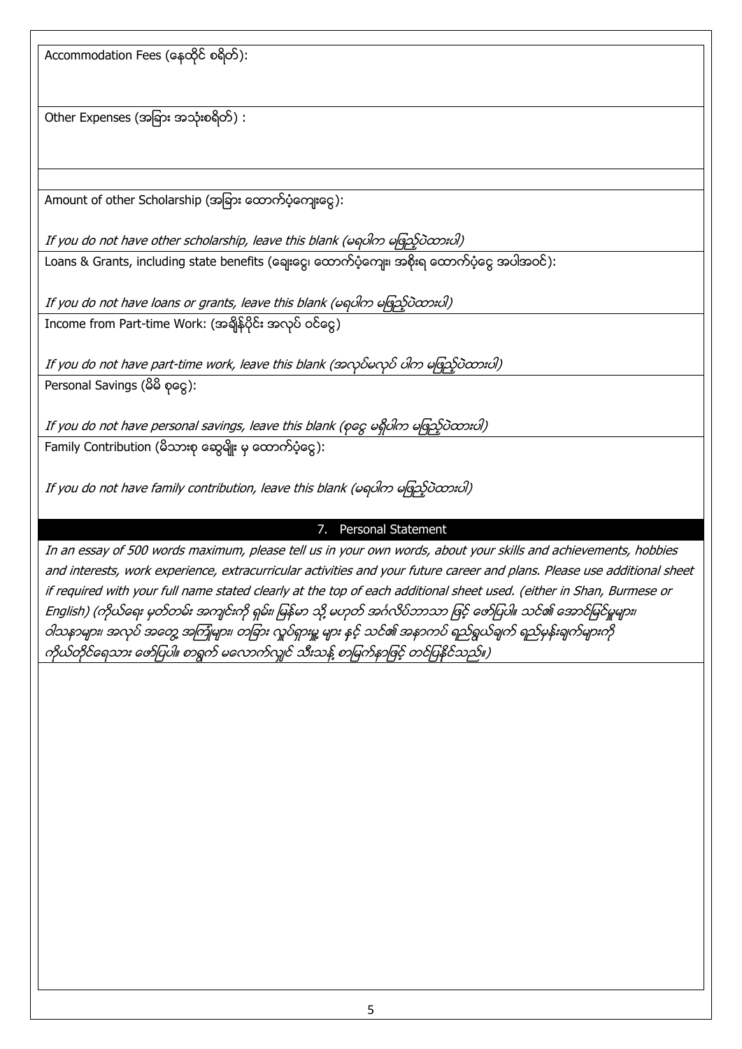Accommodation Fees (နေထိုင် စရိတ်):

Other Expenses (အခြား အသုံးစရိတ်) :

Amount of other Scholarship (အခြား ထောက်ပံ့ကျေးငွေ):

*If you do not have other scholarship, leave this blank (မရပါက မဖြည့်ပဲထားပါ)*

Loans & Grants, including state benefits (ချေးငွေ၊ ထောက်ပံ့ကျေး၊ အစိုးရ ထောက်ပံ့ငွေ အပါအဝင်):

*If you do not have loans or grants, leave this blank (မရပါက မဖြည့်ပဲထားပါ)*

Income from Part-time Work: (အချိန်ပိုင်း အလုပ် ဝင်ငွေ)

*If you do not have part-time work, leave this blank (အလုပ်မလုပ် ပါက မဖြည့်ပဲထားပါ)*

Personal Savings (မိမိ စုငွေ):

*If you do not have personal savings, leave this blank (စုငွေ မရှိပါက မဖြည့်ပဲထားပါ)*

Family Contribution (မိသားစု ဆွေမျိုး မှ ထောက်ပံ့ငွေ):

*If you do not have family contribution, leave this blank (မရပါက မဖြည့်ပဲထားပါ)*

## 7. Personal Statement

*In an essay of 500 words maximum, please tell us in your own words, about your skills and achievements, hobbies and interests, work experience, extracurricular activities and your future career and plans. Please use additional sheet if required with your full name stated clearly at the top of each additional sheet used. (either in Shan, Burmese or English) (ကိုယ်ရေး မှတ်တမ်း အကျဉ်းကို ရှမ်း၊ မြန်မာ သို့ မဟုတ် အင်္ဂလိပ်ဘာသာ ဖြင့် ဖော်ပြပါ။ သင်၏ အောင်မြင်မှုများ၊ ဝါသနာများ၊ အလုပ် အတွေ့ အကြုံများ၊ တခြား လှုပ်ရှားမှု များ နှင့် သင်၏ အနာဂတ် ရည်ရွယ်ချက် ရည်မှန်းချက်များကို ကိုယ်တိုင်ရေသား ဖော်ပြပါ။ စာရွက် မလောက်လျှင် သီးသန့် စာမြက်နှာဖြင့် တင်ပြနိုင်သည်။)*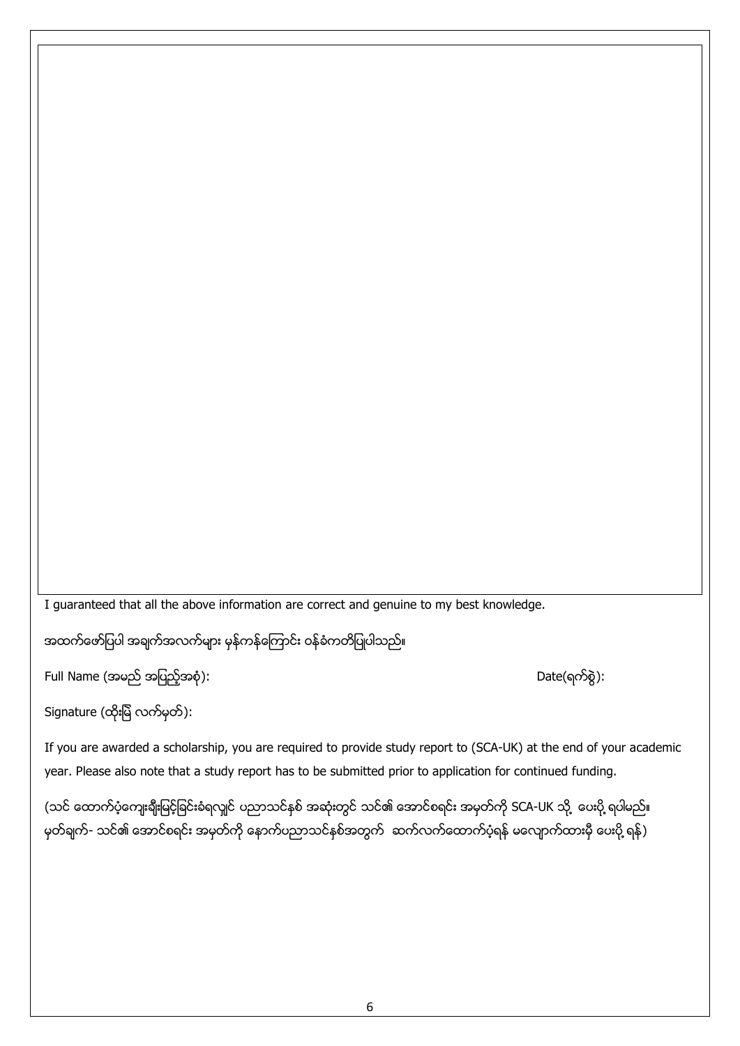I guaranteed that all the above information are correct and genuine to my best knowledge.

အထက်ဖော်ပြပါ အချက်အလက်များ မှန်ကန်ကြောင်း ဝန်ခံကတိပြုပါသည်။

Full Name (အမည် အပြည့်အစုံ): Date(ရက်စွဲ):

Signature (ထိုးမြဲ လက်မှတ်):

If you are awarded a scholarship, you are required to provide study report to (SCA-UK) at the end of your academic year. Please also note that a study report has to be submitted prior to application for continued funding.

(သင် ထောက်ပံ့ကြေးချီးမြှင့်ခြင်းခံရလျှင် ပညာသင်နှစ် အဆုံးတွင် သင်၏ အောင်စရင်း အမှတ်ကို SCA-UK သို့ ပေးပို့ ရပါမည်။ မှတ်ချက်- သင်၏ အောင်စရင်း အမှတ်ကို နောက်ပညာသင်နှစ်အတွက် ဆက်လက်ထောက်ပံ့ရန် မလျှောက်ထားမီ ပေးပို့ ရန်)